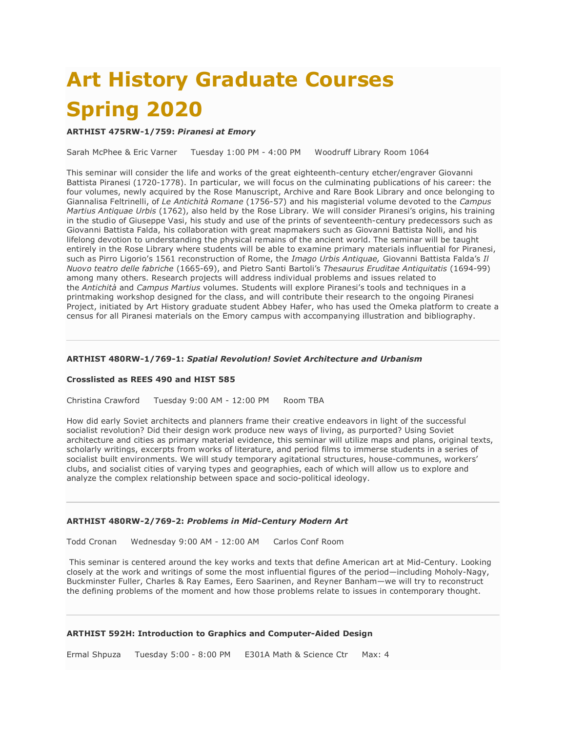# Art History Graduate Courses Spring 2020

**ARTHIST 475RW-1/759: *Piranesi at Emory***

Sarah McPhee & Eric Varner     Tuesday 1:00 PM - 4:00 PM     Woodruff Library Room 1064

This seminar will consider the life and works of the great eighteenth-century etcher/engraver Giovanni Battista Piranesi (1720-1778). In particular, we will focus on the culminating publications of his career: the four volumes, newly acquired by the Rose Manuscript, Archive and Rare Book Library and once belonging to Giannalisa Feltrinelli, of *Le Antichità Romane* (1756-57) and his magisterial volume devoted to the *Campus Martius Antiquae Urbis* (1762), also held by the Rose Library. We will consider Piranesi's origins, his training in the studio of Giuseppe Vasi, his study and use of the prints of seventeenth-century predecessors such as Giovanni Battista Falda, his collaboration with great mapmakers such as Giovanni Battista Nolli, and his lifelong devotion to understanding the physical remains of the ancient world. The seminar will be taught entirely in the Rose Library where students will be able to examine primary materials influential for Piranesi, such as Pirro Ligorio's 1561 reconstruction of Rome, the *Imago Urbis Antiquae,* Giovanni Battista Falda's *Il Nuovo teatro delle fabriche* (1665-69), and Pietro Santi Bartoli's *Thesaurus Eruditae Antiquitatis* (1694-99) among many others. Research projects will address individual problems and issues related to the *Antichità* and *Campus Martius* volumes. Students will explore Piranesi's tools and techniques in a printmaking workshop designed for the class, and will contribute their research to the ongoing Piranesi Project, initiated by Art History graduate student Abbey Hafer, who has used the Omeka platform to create a census for all Piranesi materials on the Emory campus with accompanying illustration and bibliography.

---

**ARTHIST 480RW-1/769-1: *Spatial Revolution! Soviet Architecture and Urbanism***

**Crosslisted as REES 490 and HIST 585**

Christina Crawford     Tuesday 9:00 AM - 12:00 PM     Room TBA

How did early Soviet architects and planners frame their creative endeavors in light of the successful socialist revolution? Did their design work produce new ways of living, as purported? Using Soviet architecture and cities as primary material evidence, this seminar will utilize maps and plans, original texts, scholarly writings, excerpts from works of literature, and period films to immerse students in a series of socialist built environments. We will study temporary agitational structures, house-communes, workers' clubs, and socialist cities of varying types and geographies, each of which will allow us to explore and analyze the complex relationship between space and socio-political ideology.

---

**ARTHIST 480RW-2/769-2: *Problems in Mid-Century Modern Art***

Todd Cronan     Wednesday 9:00 AM - 12:00 AM     Carlos Conf Room

This seminar is centered around the key works and texts that define American art at Mid-Century. Looking closely at the work and writings of some the most influential figures of the period—including Moholy-Nagy, Buckminster Fuller, Charles & Ray Eames, Eero Saarinen, and Reyner Banham—we will try to reconstruct the defining problems of the moment and how those problems relate to issues in contemporary thought.

---

**ARTHIST 592H: Introduction to Graphics and Computer-Aided Design**

Ermal Shpuza     Tuesday 5:00 - 8:00 PM     E301A Math & Science Ctr     Max: 4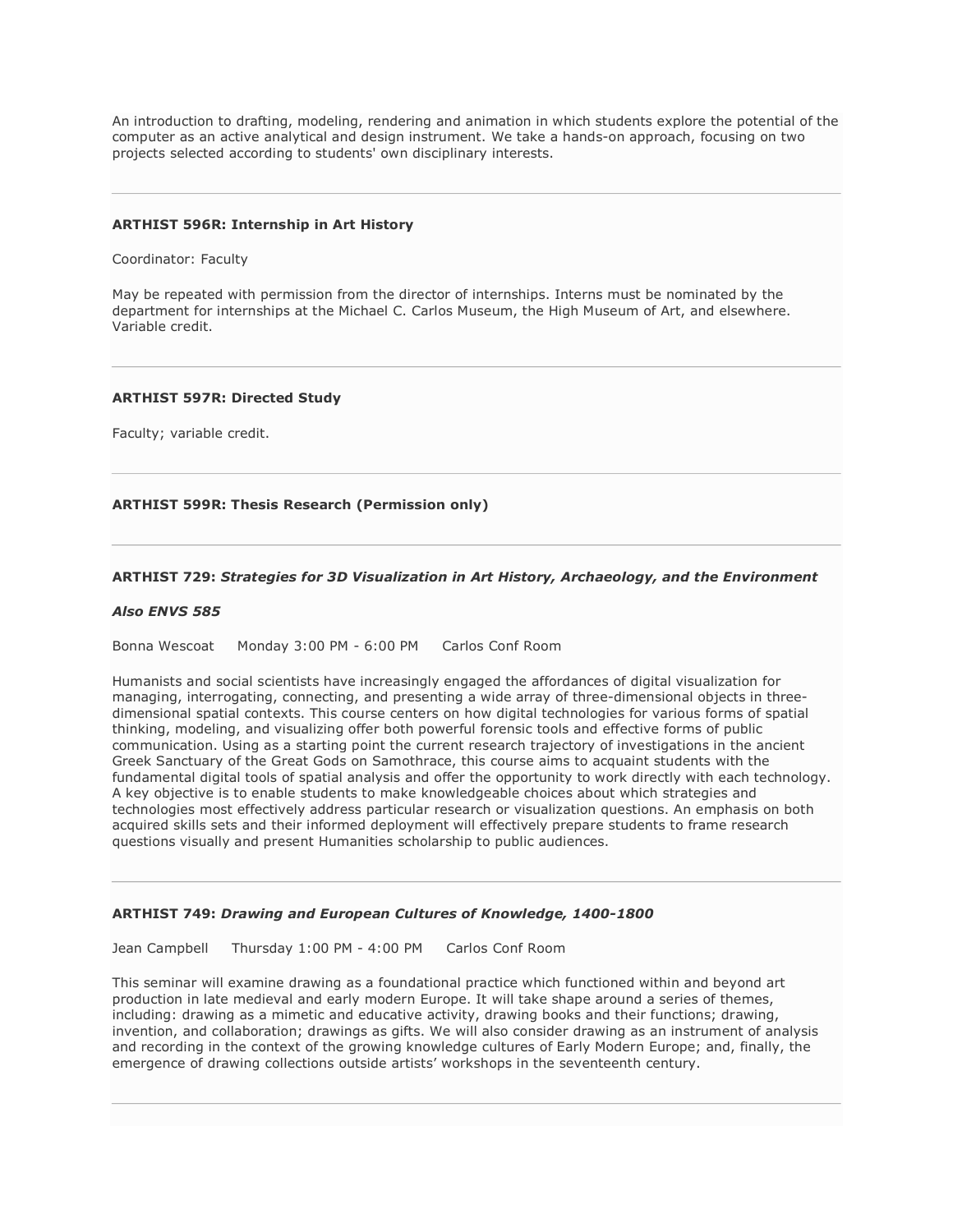An introduction to drafting, modeling, rendering and animation in which students explore the potential of the computer as an active analytical and design instrument. We take a hands-on approach, focusing on two projects selected according to students' own disciplinary interests.

---

**ARTHIST 596R: Internship in Art History**

Coordinator: Faculty

May be repeated with permission from the director of internships. Interns must be nominated by the department for internships at the Michael C. Carlos Museum, the High Museum of Art, and elsewhere. Variable credit.

---

**ARTHIST 597R: Directed Study**

Faculty; variable credit.

---

**ARTHIST 599R: Thesis Research (Permission only)**

---

**ARTHIST 729:** ***Strategies for 3D Visualization in Art History, Archaeology, and the Environment***

***Also ENVS 585***

Bonna Wescoat     Monday 3:00 PM - 6:00 PM     Carlos Conf Room

Humanists and social scientists have increasingly engaged the affordances of digital visualization for managing, interrogating, connecting, and presenting a wide array of three-dimensional objects in three-dimensional spatial contexts. This course centers on how digital technologies for various forms of spatial thinking, modeling, and visualizing offer both powerful forensic tools and effective forms of public communication. Using as a starting point the current research trajectory of investigations in the ancient Greek Sanctuary of the Great Gods on Samothrace, this course aims to acquaint students with the fundamental digital tools of spatial analysis and offer the opportunity to work directly with each technology. A key objective is to enable students to make knowledgeable choices about which strategies and technologies most effectively address particular research or visualization questions. An emphasis on both acquired skills sets and their informed deployment will effectively prepare students to frame research questions visually and present Humanities scholarship to public audiences.

---

**ARTHIST 749:** ***Drawing and European Cultures of Knowledge, 1400-1800***

Jean Campbell     Thursday 1:00 PM - 4:00 PM     Carlos Conf Room

This seminar will examine drawing as a foundational practice which functioned within and beyond art production in late medieval and early modern Europe. It will take shape around a series of themes, including: drawing as a mimetic and educative activity, drawing books and their functions; drawing, invention, and collaboration; drawings as gifts. We will also consider drawing as an instrument of analysis and recording in the context of the growing knowledge cultures of Early Modern Europe; and, finally, the emergence of drawing collections outside artists' workshops in the seventeenth century.

---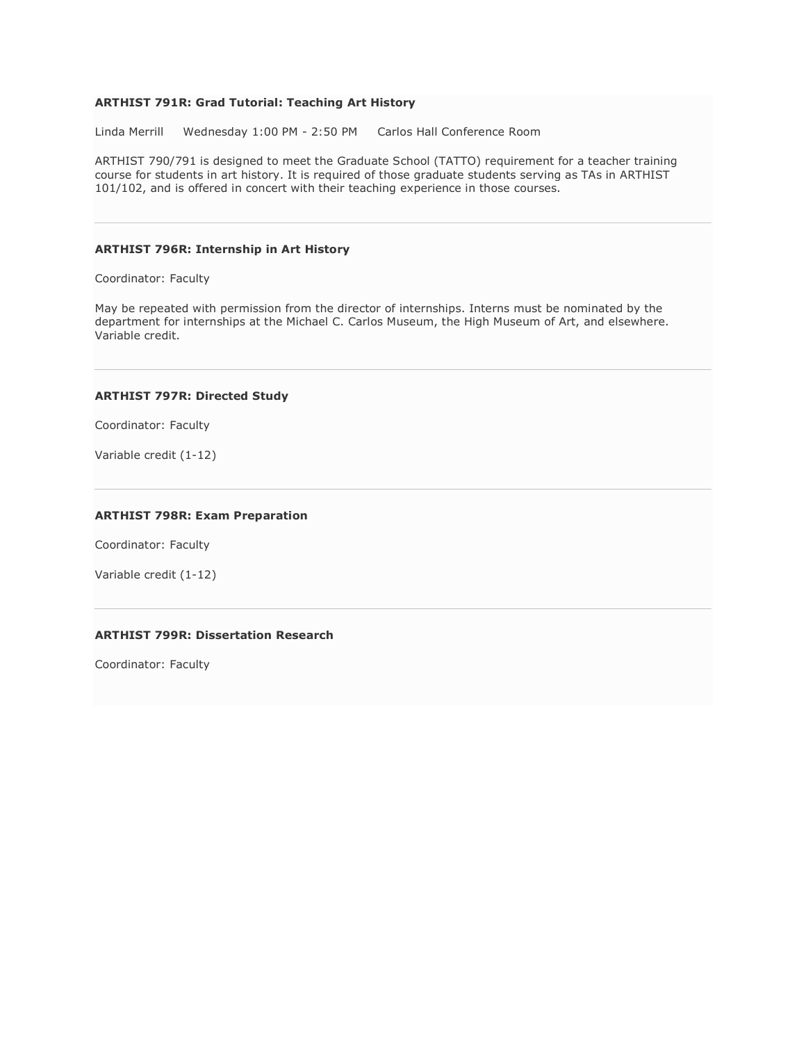**ARTHIST 791R: Grad Tutorial: Teaching Art History**

Linda Merrill    Wednesday 1:00 PM - 2:50 PM    Carlos Hall Conference Room

ARTHIST 790/791 is designed to meet the Graduate School (TATTO) requirement for a teacher training course for students in art history. It is required of those graduate students serving as TAs in ARTHIST 101/102, and is offered in concert with their teaching experience in those courses.

---

**ARTHIST 796R: Internship in Art History**

Coordinator: Faculty

May be repeated with permission from the director of internships. Interns must be nominated by the department for internships at the Michael C. Carlos Museum, the High Museum of Art, and elsewhere. Variable credit.

---

**ARTHIST 797R: Directed Study**

Coordinator: Faculty

Variable credit (1-12)

---

**ARTHIST 798R: Exam Preparation**

Coordinator: Faculty

Variable credit (1-12)

---

**ARTHIST 799R: Dissertation Research**

Coordinator: Faculty